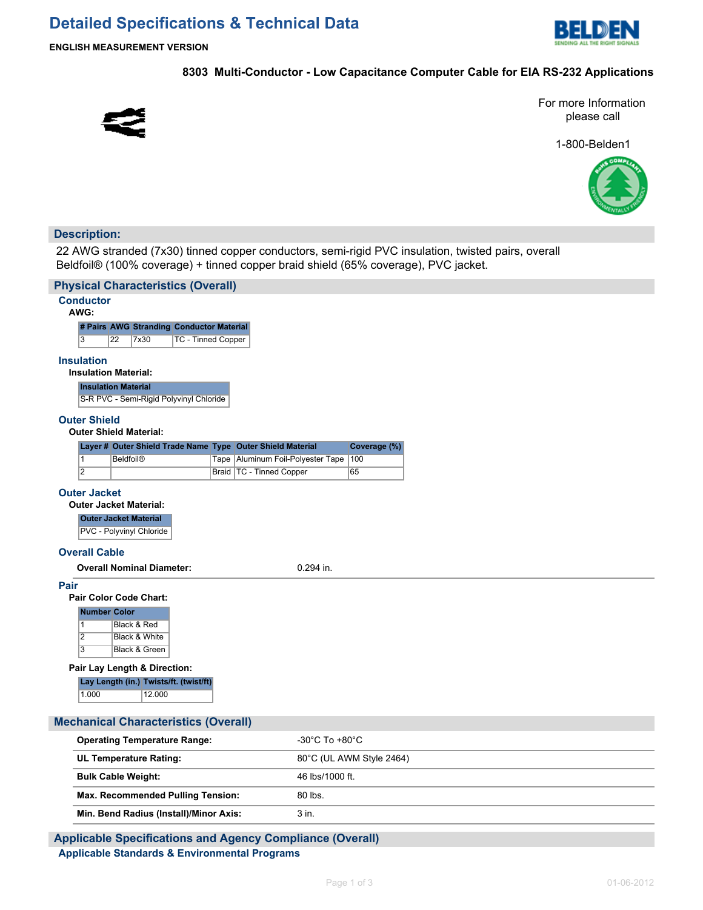# Detailed Specifications & Technical Data

**ENGLISH MEASUREMENT VERSION**

## 8303 Multi-Conductor - Low Capacitance Computer Cable for EIA RS-232 Applications

For more Information please call

1-800-Belden1

## Description:

22 AWG stranded (7x30) tinned copper conductors, semi-rigid PVC insulation, twisted pairs, overall Beldfoil® (100% coverage) + tinned copper braid shield (65% coverage), PVC jacket.

## Physical Characteristics (Overall)

### Conductor

**AWG:**

| # Pairs | AWG | Stranding | Conductor Material |
|---|---|---|---|
| 3 | 22 | 7x30 | TC - Tinned Copper |

### Insulation

**Insulation Material:**

| Insulation Material |
|---|
| S-R PVC - Semi-Rigid Polyvinyl Chloride |

### Outer Shield

**Outer Shield Material:**

| Layer # | Outer Shield Trade Name | Type | Outer Shield Material | Coverage (%) |
|---|---|---|---|---|
| 1 | Beldfoil® | Tape | Aluminum Foil-Polyester Tape | 100 |
| 2 | | Braid | TC - Tinned Copper | 65 |

### Outer Jacket

**Outer Jacket Material:**

| Outer Jacket Material |
|---|
| PVC - Polyvinyl Chloride |

### Overall Cable

| | |
|---|---|
| **Overall Nominal Diameter:** | 0.294 in. |

### Pair

**Pair Color Code Chart:**

| Number | Color |
|---|---|
| 1 | Black & Red |
| 2 | Black & White |
| 3 | Black & Green |

**Pair Lay Length & Direction:**

| Lay Length (in.) | Twists/ft. (twist/ft) |
|---|---|
| 1.000 | 12.000 |

## Mechanical Characteristics (Overall)

| | |
|---|---|
| **Operating Temperature Range:** | -30°C To +80°C |
| **UL Temperature Rating:** | 80°C (UL AWM Style 2464) |
| **Bulk Cable Weight:** | 46 lbs/1000 ft. |
| **Max. Recommended Pulling Tension:** | 80 lbs. |
| **Min. Bend Radius (Install)/Minor Axis:** | 3 in. |

## Applicable Specifications and Agency Compliance (Overall)

### Applicable Standards & Environmental Programs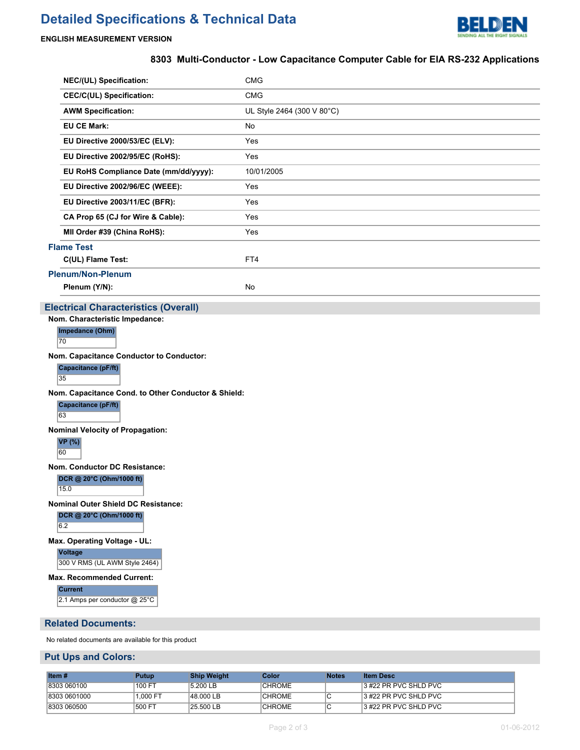# Detailed Specifications & Technical Data

**ENGLISH MEASUREMENT VERSION**

## 8303 Multi-Conductor - Low Capacitance Computer Cable for EIA RS-232 Applications

| | |
|---|---|
| **NEC/(UL) Specification:** | CMG |
| **CEC/C(UL) Specification:** | CMG |
| **AWM Specification:** | UL Style 2464 (300 V 80°C) |
| **EU CE Mark:** | No |
| **EU Directive 2000/53/EC (ELV):** | Yes |
| **EU Directive 2002/95/EC (RoHS):** | Yes |
| **EU RoHS Compliance Date (mm/dd/yyyy):** | 10/01/2005 |
| **EU Directive 2002/96/EC (WEEE):** | Yes |
| **EU Directive 2003/11/EC (BFR):** | Yes |
| **CA Prop 65 (CJ for Wire & Cable):** | Yes |
| **MII Order #39 (China RoHS):** | Yes |

### Flame Test

| | |
|---|---|
| **C(UL) Flame Test:** | FT4 |

### Plenum/Non-Plenum

| | |
|---|---|
| **Plenum (Y/N):** | No |

## Electrical Characteristics (Overall)

**Nom. Characteristic Impedance:**

| Impedance (Ohm) |
|---|
| 70 |

**Nom. Capacitance Conductor to Conductor:**

| Capacitance (pF/ft) |
|---|
| 35 |

**Nom. Capacitance Cond. to Other Conductor & Shield:**

| Capacitance (pF/ft) |
|---|
| 63 |

**Nominal Velocity of Propagation:**

| VP (%) |
|---|
| 60 |

**Nom. Conductor DC Resistance:**

| DCR @ 20°C (Ohm/1000 ft) |
|---|
| 15.0 |

**Nominal Outer Shield DC Resistance:**

| DCR @ 20°C (Ohm/1000 ft) |
|---|
| 6.2 |

**Max. Operating Voltage - UL:**

| Voltage |
|---|
| 300 V RMS (UL AWM Style 2464) |

**Max. Recommended Current:**

| Current |
|---|
| 2.1 Amps per conductor @ 25°C |

## Related Documents:

No related documents are available for this product

## Put Ups and Colors:

| Item # | Putup | Ship Weight | Color | Notes | Item Desc |
|---|---|---|---|---|---|
| 8303 060100 | 100 FT | 5.200 LB | CHROME | | 3 #22 PR PVC SHLD PVC |
| 8303 0601000 | 1,000 FT | 48.000 LB | CHROME | C | 3 #22 PR PVC SHLD PVC |
| 8303 060500 | 500 FT | 25.500 LB | CHROME | C | 3 #22 PR PVC SHLD PVC |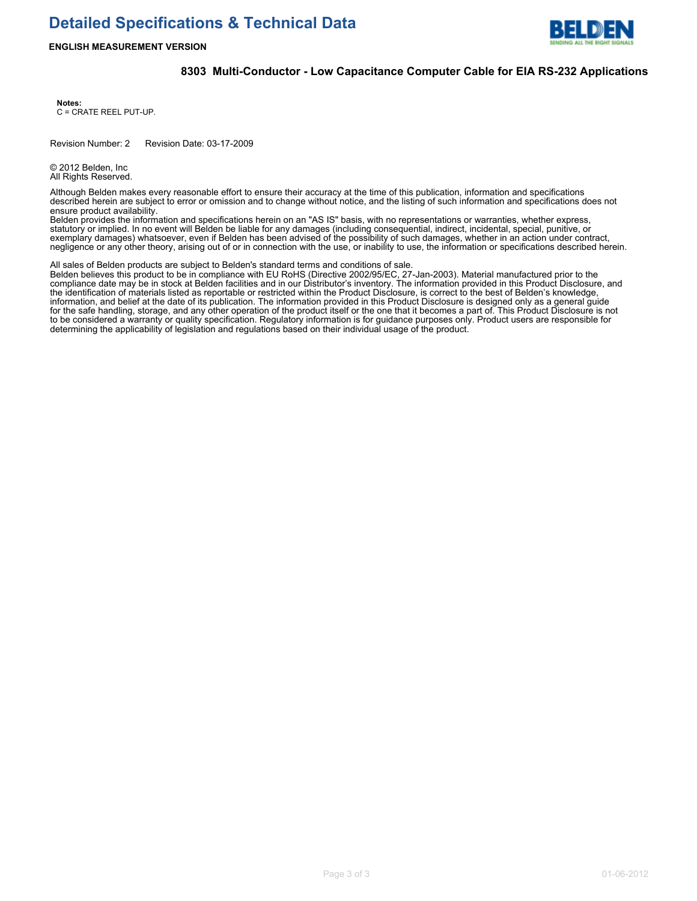**Notes:**
C = CRATE REEL PUT-UP.

Revision Number: 2 Revision Date: 03-17-2009

© 2012 Belden, Inc
All Rights Reserved.

Although Belden makes every reasonable effort to ensure their accuracy at the time of this publication, information and specifications described herein are subject to error or omission and to change without notice, and the listing of such information and specifications does not ensure product availability.
Belden provides the information and specifications herein on an "AS IS" basis, with no representations or warranties, whether express, statutory or implied. In no event will Belden be liable for any damages (including consequential, indirect, incidental, special, punitive, or exemplary damages) whatsoever, even if Belden has been advised of the possibility of such damages, whether in an action under contract, negligence or any other theory, arising out of or in connection with the use, or inability to use, the information or specifications described herein.

All sales of Belden products are subject to Belden's standard terms and conditions of sale.
Belden believes this product to be in compliance with EU RoHS (Directive 2002/95/EC, 27-Jan-2003). Material manufactured prior to the compliance date may be in stock at Belden facilities and in our Distributor's inventory. The information provided in this Product Disclosure, and the identification of materials listed as reportable or restricted within the Product Disclosure, is correct to the best of Belden's knowledge, information, and belief at the date of its publication. The information provided in this Product Disclosure is designed only as a general guide for the safe handling, storage, and any other operation of the product itself or the one that it becomes a part of. This Product Disclosure is not to be considered a warranty or quality specification. Regulatory information is for guidance purposes only. Product users are responsible for determining the applicability of legislation and regulations based on their individual usage of the product.